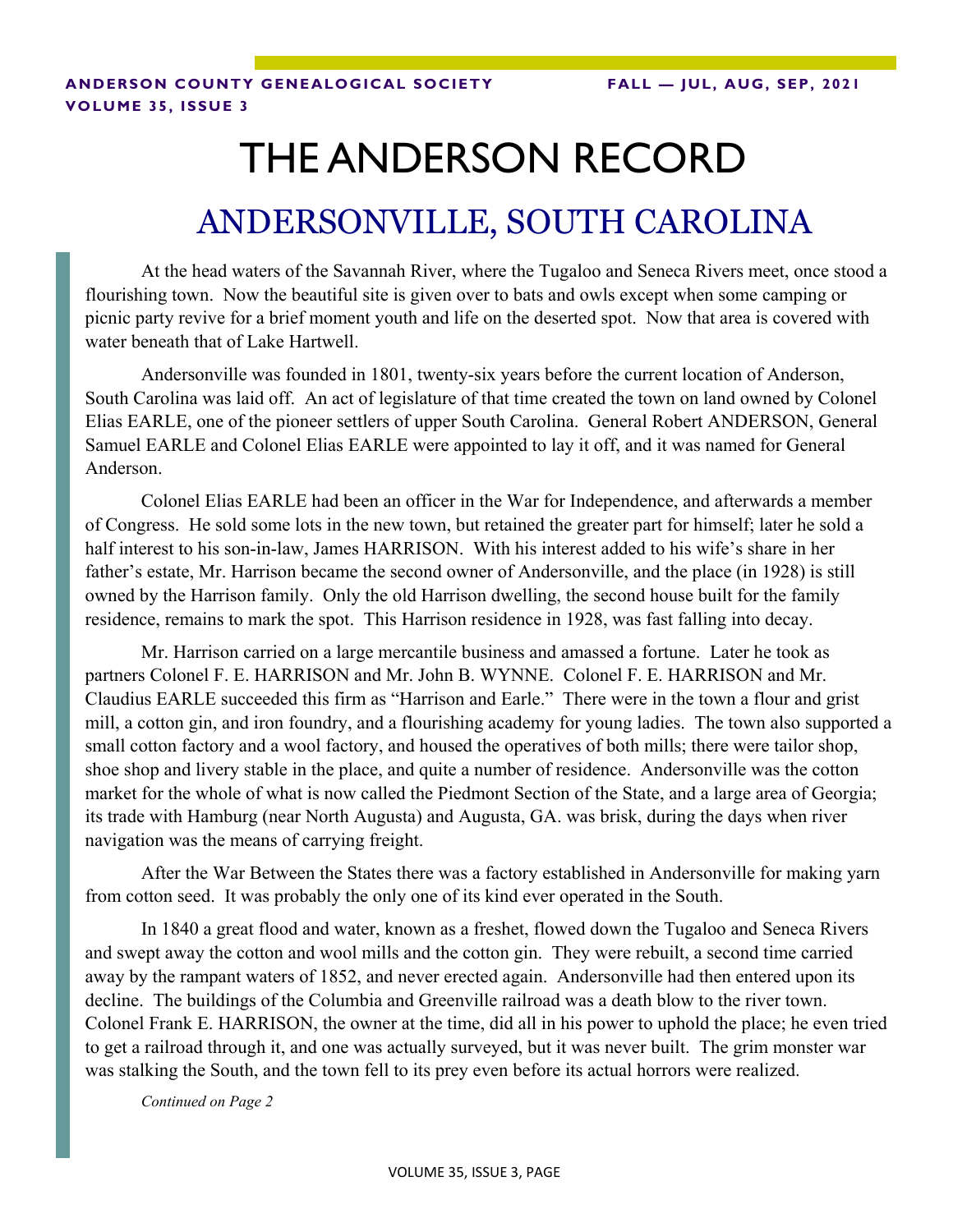# THE ANDERSON RECORD

## ANDERSONVILLE, SOUTH CAROLINA

At the head waters of the Savannah River, where the Tugaloo and Seneca Rivers meet, once stood a flourishing town. Now the beautiful site is given over to bats and owls except when some camping or picnic party revive for a brief moment youth and life on the deserted spot. Now that area is covered with water beneath that of Lake Hartwell.

Andersonville was founded in 1801, twenty-six years before the current location of Anderson, South Carolina was laid off. An act of legislature of that time created the town on land owned by Colonel Elias EARLE, one of the pioneer settlers of upper South Carolina. General Robert ANDERSON, General Samuel EARLE and Colonel Elias EARLE were appointed to lay it off, and it was named for General Anderson.

Colonel Elias EARLE had been an officer in the War for Independence, and afterwards a member of Congress. He sold some lots in the new town, but retained the greater part for himself; later he sold a half interest to his son-in-law, James HARRISON. With his interest added to his wife's share in her father's estate, Mr. Harrison became the second owner of Andersonville, and the place (in 1928) is still owned by the Harrison family. Only the old Harrison dwelling, the second house built for the family residence, remains to mark the spot. This Harrison residence in 1928, was fast falling into decay.

Mr. Harrison carried on a large mercantile business and amassed a fortune. Later he took as partners Colonel F. E. HARRISON and Mr. John B. WYNNE. Colonel F. E. HARRISON and Mr. Claudius EARLE succeeded this firm as "Harrison and Earle." There were in the town a flour and grist mill, a cotton gin, and iron foundry, and a flourishing academy for young ladies. The town also supported a small cotton factory and a wool factory, and housed the operatives of both mills; there were tailor shop, shoe shop and livery stable in the place, and quite a number of residence. Andersonville was the cotton market for the whole of what is now called the Piedmont Section of the State, and a large area of Georgia; its trade with Hamburg (near North Augusta) and Augusta, GA. was brisk, during the days when river navigation was the means of carrying freight.

After the War Between the States there was a factory established in Andersonville for making yarn from cotton seed. It was probably the only one of its kind ever operated in the South.

In 1840 a great flood and water, known as a freshet, flowed down the Tugaloo and Seneca Rivers and swept away the cotton and wool mills and the cotton gin. They were rebuilt, a second time carried away by the rampant waters of 1852, and never erected again. Andersonville had then entered upon its decline. The buildings of the Columbia and Greenville railroad was a death blow to the river town. Colonel Frank E. HARRISON, the owner at the time, did all in his power to uphold the place; he even tried to get a railroad through it, and one was actually surveyed, but it was never built. The grim monster war was stalking the South, and the town fell to its prey even before its actual horrors were realized.

*Continued on Page 2*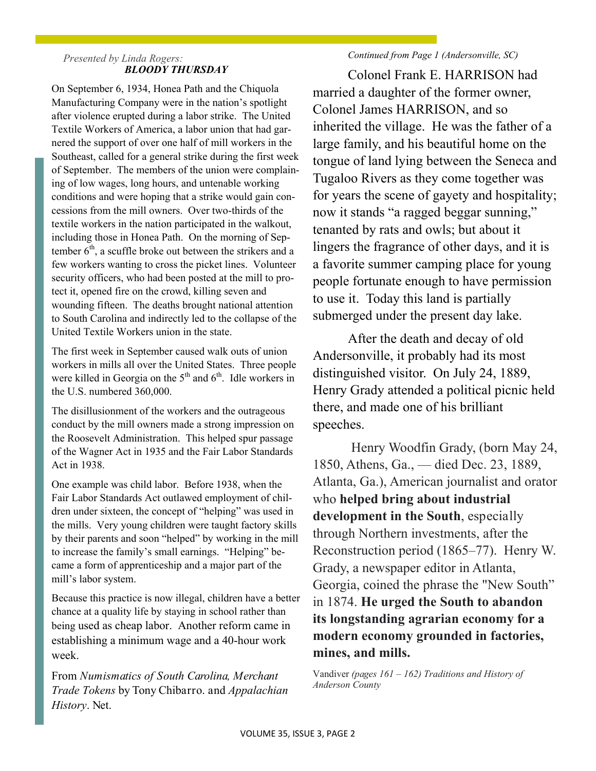*Presented by Linda Rogers:*

## *BLOODY THURSDAY*

On September 6, 1934, Honea Path and the Chiquola Manufacturing Company were in the nation's spotlight after violence erupted during a labor strike. The United Textile Workers of America, a labor union that had garnered the support of over one half of mill workers in the Southeast, called for a general strike during the first week of September. The members of the union were complaining of low wages, long hours, and untenable working conditions and were hoping that a strike would gain concessions from the mill owners. Over two-thirds of the textile workers in the nation participated in the walkout, including those in Honea Path. On the morning of September 6th, a scuffle broke out between the strikers and a few workers wanting to cross the picket lines. Volunteer security officers, who had been posted at the mill to protect it, opened fire on the crowd, killing seven and wounding fifteen. The deaths brought national attention to South Carolina and indirectly led to the collapse of the United Textile Workers union in the state.

The first week in September caused walk outs of union workers in mills all over the United States. Three people were killed in Georgia on the 5th and 6th. Idle workers in the U.S. numbered 360,000.

The disillusionment of the workers and the outrageous conduct by the mill owners made a strong impression on the Roosevelt Administration. This helped spur passage of the Wagner Act in 1935 and the Fair Labor Standards Act in 1938.

One example was child labor. Before 1938, when the Fair Labor Standards Act outlawed employment of children under sixteen, the concept of "helping" was used in the mills. Very young children were taught factory skills by their parents and soon "helped" by working in the mill to increase the family's small earnings. "Helping" became a form of apprenticeship and a major part of the mill's labor system.

Because this practice is now illegal, children have a better chance at a quality life by staying in school rather than being used as cheap labor. Another reform came in establishing a minimum wage and a 40-hour work week.

From *Numismatics of South Carolina, Merchant Trade Tokens* by Tony Chibarro. and *Appalachian History*. Net.

*Continued from Page 1 (Andersonville, SC)*

Colonel Frank E. HARRISON had married a daughter of the former owner, Colonel James HARRISON, and so inherited the village. He was the father of a large family, and his beautiful home on the tongue of land lying between the Seneca and Tugaloo Rivers as they come together was for years the scene of gayety and hospitality; now it stands "a ragged beggar sunning," tenanted by rats and owls; but about it lingers the fragrance of other days, and it is a favorite summer camping place for young people fortunate enough to have permission to use it. Today this land is partially submerged under the present day lake.

After the death and decay of old Andersonville, it probably had its most distinguished visitor. On July 24, 1889, Henry Grady attended a political picnic held there, and made one of his brilliant speeches.

Henry Woodfin Grady, (born May 24, 1850, Athens, Ga., — died Dec. 23, 1889, Atlanta, Ga.), American journalist and orator who **helped bring about industrial development in the South**, especially through Northern investments, after the Reconstruction period (1865–77). Henry W. Grady, a newspaper editor in Atlanta, Georgia, coined the phrase the "New South" in 1874. **He urged the South to abandon its longstanding agrarian economy for a modern economy grounded in factories, mines, and mills.**

Vandiver *(pages 161 – 162) Traditions and History of Anderson County*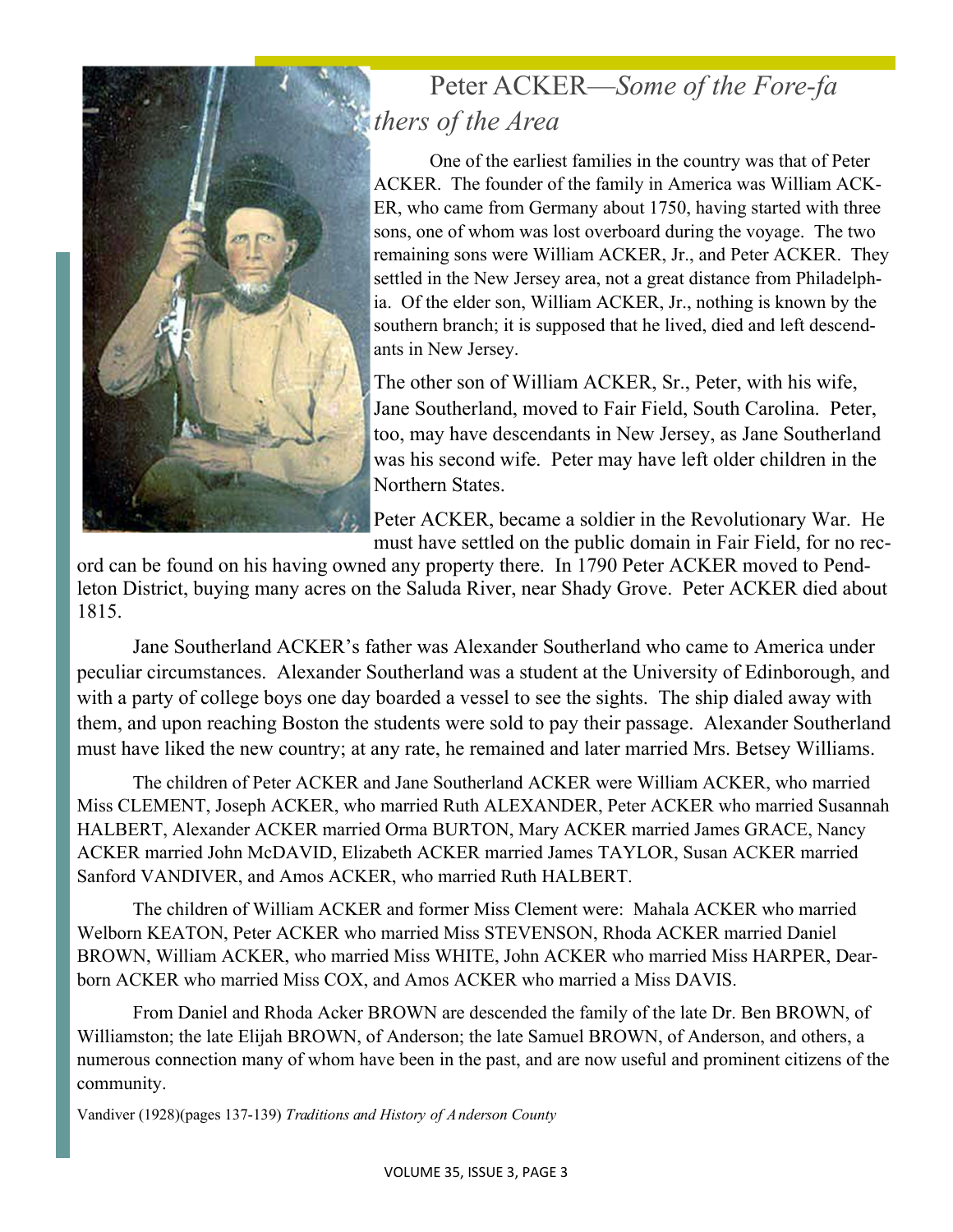# Peter ACKER—*Some of the Fore-fathers of the Area*

One of the earliest families in the country was that of Peter ACKER. The founder of the family in America was William ACKER, who came from Germany about 1750, having started with three sons, one of whom was lost overboard during the voyage. The two remaining sons were William ACKER, Jr., and Peter ACKER. They settled in the New Jersey area, not a great distance from Philadelphia. Of the elder son, William ACKER, Jr., nothing is known by the southern branch; it is supposed that he lived, died and left descendants in New Jersey.

The other son of William ACKER, Sr., Peter, with his wife, Jane Southerland, moved to Fair Field, South Carolina. Peter, too, may have descendants in New Jersey, as Jane Southerland was his second wife. Peter may have left older children in the Northern States.

Peter ACKER, became a soldier in the Revolutionary War. He must have settled on the public domain in Fair Field, for no record can be found on his having owned any property there. In 1790 Peter ACKER moved to Pendleton District, buying many acres on the Saluda River, near Shady Grove. Peter ACKER died about 1815.

Jane Southerland ACKER's father was Alexander Southerland who came to America under peculiar circumstances. Alexander Southerland was a student at the University of Edinborough, and with a party of college boys one day boarded a vessel to see the sights. The ship dialed away with them, and upon reaching Boston the students were sold to pay their passage. Alexander Southerland must have liked the new country; at any rate, he remained and later married Mrs. Betsey Williams.

The children of Peter ACKER and Jane Southerland ACKER were William ACKER, who married Miss CLEMENT, Joseph ACKER, who married Ruth ALEXANDER, Peter ACKER who married Susannah HALBERT, Alexander ACKER married Orma BURTON, Mary ACKER married James GRACE, Nancy ACKER married John McDAVID, Elizabeth ACKER married James TAYLOR, Susan ACKER married Sanford VANDIVER, and Amos ACKER, who married Ruth HALBERT.

The children of William ACKER and former Miss Clement were: Mahala ACKER who married Welborn KEATON, Peter ACKER who married Miss STEVENSON, Rhoda ACKER married Daniel BROWN, William ACKER, who married Miss WHITE, John ACKER who married Miss HARPER, Dearborn ACKER who married Miss COX, and Amos ACKER who married a Miss DAVIS.

From Daniel and Rhoda Acker BROWN are descended the family of the late Dr. Ben BROWN, of Williamston; the late Elijah BROWN, of Anderson; the late Samuel BROWN, of Anderson, and others, a numerous connection many of whom have been in the past, and are now useful and prominent citizens of the community.

Vandiver (1928)(pages 137-139) *Traditions and History of Anderson County*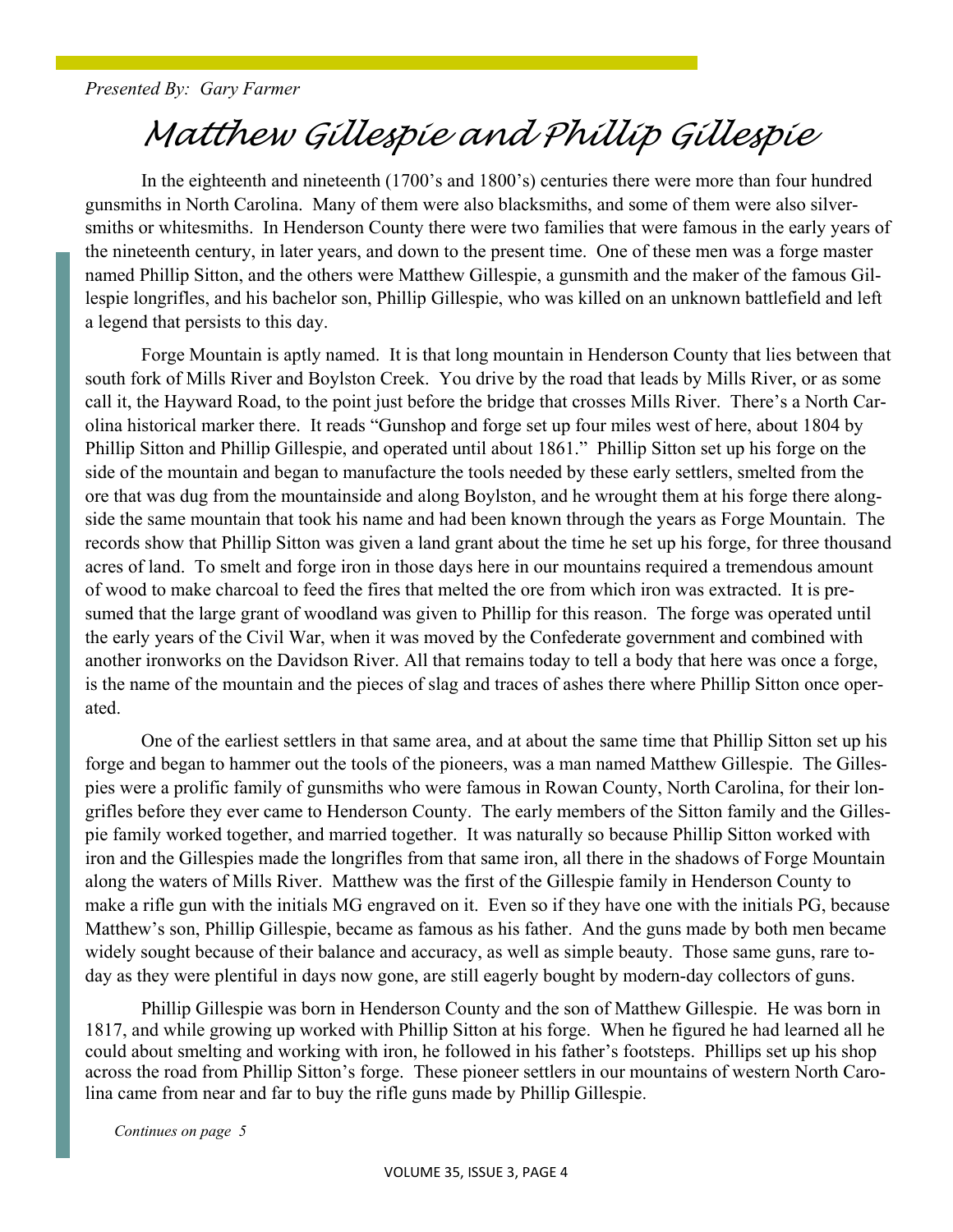*Presented By: Gary Farmer*

# Matthew Gillespie and Phillip Gillespie

In the eighteenth and nineteenth (1700's and 1800's) centuries there were more than four hundred gunsmiths in North Carolina. Many of them were also blacksmiths, and some of them were also silversmiths or whitesmiths. In Henderson County there were two families that were famous in the early years of the nineteenth century, in later years, and down to the present time. One of these men was a forge master named Phillip Sitton, and the others were Matthew Gillespie, a gunsmith and the maker of the famous Gillespie longrifles, and his bachelor son, Phillip Gillespie, who was killed on an unknown battlefield and left a legend that persists to this day.

Forge Mountain is aptly named. It is that long mountain in Henderson County that lies between that south fork of Mills River and Boylston Creek. You drive by the road that leads by Mills River, or as some call it, the Hayward Road, to the point just before the bridge that crosses Mills River. There's a North Carolina historical marker there. It reads "Gunshop and forge set up four miles west of here, about 1804 by Phillip Sitton and Phillip Gillespie, and operated until about 1861." Phillip Sitton set up his forge on the side of the mountain and began to manufacture the tools needed by these early settlers, smelted from the ore that was dug from the mountainside and along Boylston, and he wrought them at his forge there alongside the same mountain that took his name and had been known through the years as Forge Mountain. The records show that Phillip Sitton was given a land grant about the time he set up his forge, for three thousand acres of land. To smelt and forge iron in those days here in our mountains required a tremendous amount of wood to make charcoal to feed the fires that melted the ore from which iron was extracted. It is presumed that the large grant of woodland was given to Phillip for this reason. The forge was operated until the early years of the Civil War, when it was moved by the Confederate government and combined with another ironworks on the Davidson River. All that remains today to tell a body that here was once a forge, is the name of the mountain and the pieces of slag and traces of ashes there where Phillip Sitton once operated.

One of the earliest settlers in that same area, and at about the same time that Phillip Sitton set up his forge and began to hammer out the tools of the pioneers, was a man named Matthew Gillespie. The Gillespies were a prolific family of gunsmiths who were famous in Rowan County, North Carolina, for their longrifles before they ever came to Henderson County. The early members of the Sitton family and the Gillespie family worked together, and married together. It was naturally so because Phillip Sitton worked with iron and the Gillespies made the longrifles from that same iron, all there in the shadows of Forge Mountain along the waters of Mills River. Matthew was the first of the Gillespie family in Henderson County to make a rifle gun with the initials MG engraved on it. Even so if they have one with the initials PG, because Matthew's son, Phillip Gillespie, became as famous as his father. And the guns made by both men became widely sought because of their balance and accuracy, as well as simple beauty. Those same guns, rare today as they were plentiful in days now gone, are still eagerly bought by modern-day collectors of guns.

Phillip Gillespie was born in Henderson County and the son of Matthew Gillespie. He was born in 1817, and while growing up worked with Phillip Sitton at his forge. When he figured he had learned all he could about smelting and working with iron, he followed in his father's footsteps. Phillips set up his shop across the road from Phillip Sitton's forge. These pioneer settlers in our mountains of western North Carolina came from near and far to buy the rifle guns made by Phillip Gillespie.

*Continues on page 5*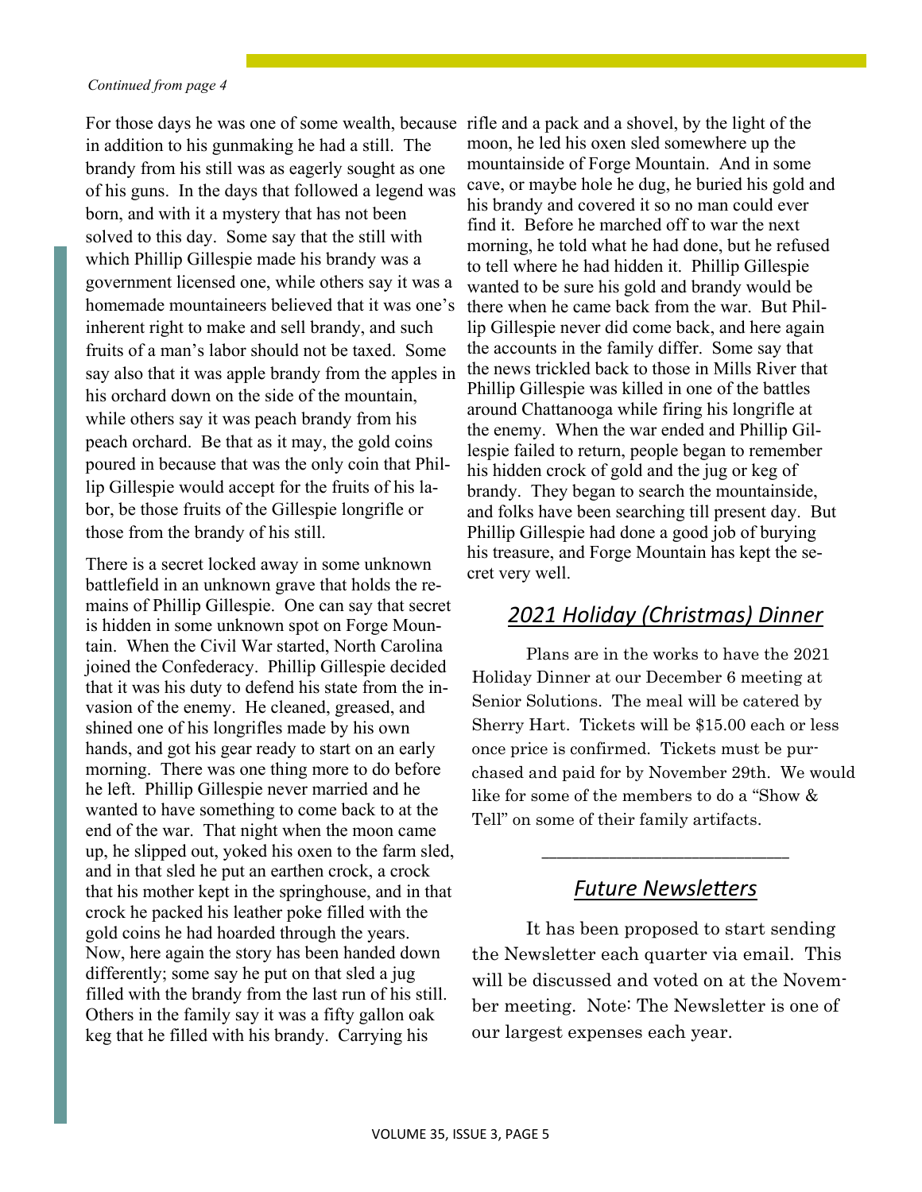*Continued from page 4*

For those days he was one of some wealth, because in addition to his gunmaking he had a still. The brandy from his still was as eagerly sought as one of his guns. In the days that followed a legend was born, and with it a mystery that has not been solved to this day. Some say that the still with which Phillip Gillespie made his brandy was a government licensed one, while others say it was a homemade mountaineers believed that it was one's inherent right to make and sell brandy, and such fruits of a man's labor should not be taxed. Some say also that it was apple brandy from the apples in his orchard down on the side of the mountain, while others say it was peach brandy from his peach orchard. Be that as it may, the gold coins poured in because that was the only coin that Phillip Gillespie would accept for the fruits of his labor, be those fruits of the Gillespie longrifle or those from the brandy of his still.

There is a secret locked away in some unknown battlefield in an unknown grave that holds the remains of Phillip Gillespie. One can say that secret is hidden in some unknown spot on Forge Mountain. When the Civil War started, North Carolina joined the Confederacy. Phillip Gillespie decided that it was his duty to defend his state from the invasion of the enemy. He cleaned, greased, and shined one of his longrifles made by his own hands, and got his gear ready to start on an early morning. There was one thing more to do before he left. Phillip Gillespie never married and he wanted to have something to come back to at the end of the war. That night when the moon came up, he slipped out, yoked his oxen to the farm sled, and in that sled he put an earthen crock, a crock that his mother kept in the springhouse, and in that crock he packed his leather poke filled with the gold coins he had hoarded through the years. Now, here again the story has been handed down differently; some say he put on that sled a jug filled with the brandy from the last run of his still. Others in the family say it was a fifty gallon oak keg that he filled with his brandy. Carrying his rifle and a pack and a shovel, by the light of the moon, he led his oxen sled somewhere up the mountainside of Forge Mountain. And in some cave, or maybe hole he dug, he buried his gold and his brandy and covered it so no man could ever find it. Before he marched off to war the next morning, he told what he had done, but he refused to tell where he had hidden it. Phillip Gillespie wanted to be sure his gold and brandy would be there when he came back from the war. But Phillip Gillespie never did come back, and here again the accounts in the family differ. Some say that the news trickled back to those in Mills River that Phillip Gillespie was killed in one of the battles around Chattanooga while firing his longrifle at the enemy. When the war ended and Phillip Gillespie failed to return, people began to remember his hidden crock of gold and the jug or keg of brandy. They began to search the mountainside, and folks have been searching till present day. But Phillip Gillespie had done a good job of burying his treasure, and Forge Mountain has kept the secret very well.

## *2021 Holiday (Christmas) Dinner*

Plans are in the works to have the 2021 Holiday Dinner at our December 6 meeting at Senior Solutions. The meal will be catered by Sherry Hart. Tickets will be $15.00 each or less once price is confirmed. Tickets must be purchased and paid for by November 29th. We would like for some of the members to do a "Show & Tell" on some of their family artifacts.

---

## *Future Newsletters*

It has been proposed to start sending the Newsletter each quarter via email. This will be discussed and voted on at the November meeting. Note: The Newsletter is one of our largest expenses each year.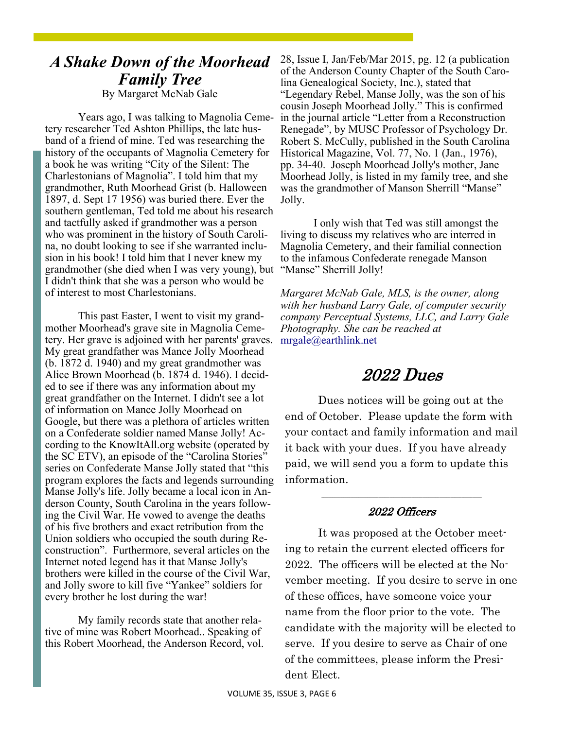## *A Shake Down of the Moorhead Family Tree*

By Margaret McNab Gale

Years ago, I was talking to Magnolia Cemetery researcher Ted Ashton Phillips, the late husband of a friend of mine. Ted was researching the history of the occupants of Magnolia Cemetery for a book he was writing "City of the Silent: The Charlestonians of Magnolia". I told him that my grandmother, Ruth Moorhead Grist (b. Halloween 1897, d. Sept 17 1956) was buried there. Ever the southern gentleman, Ted told me about his research and tactfully asked if grandmother was a person who was prominent in the history of South Carolina, no doubt looking to see if she warranted inclusion in his book! I told him that I never knew my grandmother (she died when I was very young), but I didn't think that she was a person who would be of interest to most Charlestonians.

This past Easter, I went to visit my grandmother Moorhead's grave site in Magnolia Cemetery. Her grave is adjoined with her parents' graves. My great grandfather was Mance Jolly Moorhead (b. 1872 d. 1940) and my great grandmother was Alice Brown Moorhead (b. 1874 d. 1946). I decided to see if there was any information about my great grandfather on the Internet. I didn't see a lot of information on Mance Jolly Moorhead on Google, but there was a plethora of articles written on a Confederate soldier named Manse Jolly! According to the KnowItAll.org website (operated by the SC ETV), an episode of the "Carolina Stories" series on Confederate Manse Jolly stated that "this program explores the facts and legends surrounding Manse Jolly's life. Jolly became a local icon in Anderson County, South Carolina in the years following the Civil War. He vowed to avenge the deaths of his five brothers and exact retribution from the Union soldiers who occupied the south during Reconstruction". Furthermore, several articles on the Internet noted legend has it that Manse Jolly's brothers were killed in the course of the Civil War, and Jolly swore to kill five "Yankee" soldiers for every brother he lost during the war!

My family records state that another relative of mine was Robert Moorhead.. Speaking of this Robert Moorhead, the Anderson Record, vol. 28, Issue I, Jan/Feb/Mar 2015, pg. 12 (a publication of the Anderson County Chapter of the South Carolina Genealogical Society, Inc.), stated that "Legendary Rebel, Manse Jolly, was the son of his cousin Joseph Moorhead Jolly." This is confirmed in the journal article "Letter from a Reconstruction Renegade", by MUSC Professor of Psychology Dr. Robert S. McCully, published in the South Carolina Historical Magazine, Vol. 77, No. 1 (Jan., 1976), pp. 34-40. Joseph Moorhead Jolly's mother, Jane Moorhead Jolly, is listed in my family tree, and she was the grandmother of Manson Sherrill "Manse" Jolly.

I only wish that Ted was still amongst the living to discuss my relatives who are interred in Magnolia Cemetery, and their familial connection to the infamous Confederate renegade Manson "Manse" Sherrill Jolly!

*Margaret McNab Gale, MLS, is the owner, along with her husband Larry Gale, of computer security company Perceptual Systems, LLC, and Larry Gale Photography. She can be reached at* mrgale@earthlink.net

## 2022 Dues

Dues notices will be going out at the end of October. Please update the form with your contact and family information and mail it back with your dues. If you have already paid, we will send you a form to update this information.

---

### 2022 Officers

It was proposed at the October meeting to retain the current elected officers for 2022. The officers will be elected at the November meeting. If you desire to serve in one of these offices, have someone voice your name from the floor prior to the vote. The candidate with the majority will be elected to serve. If you desire to serve as Chair of one of the committees, please inform the President Elect.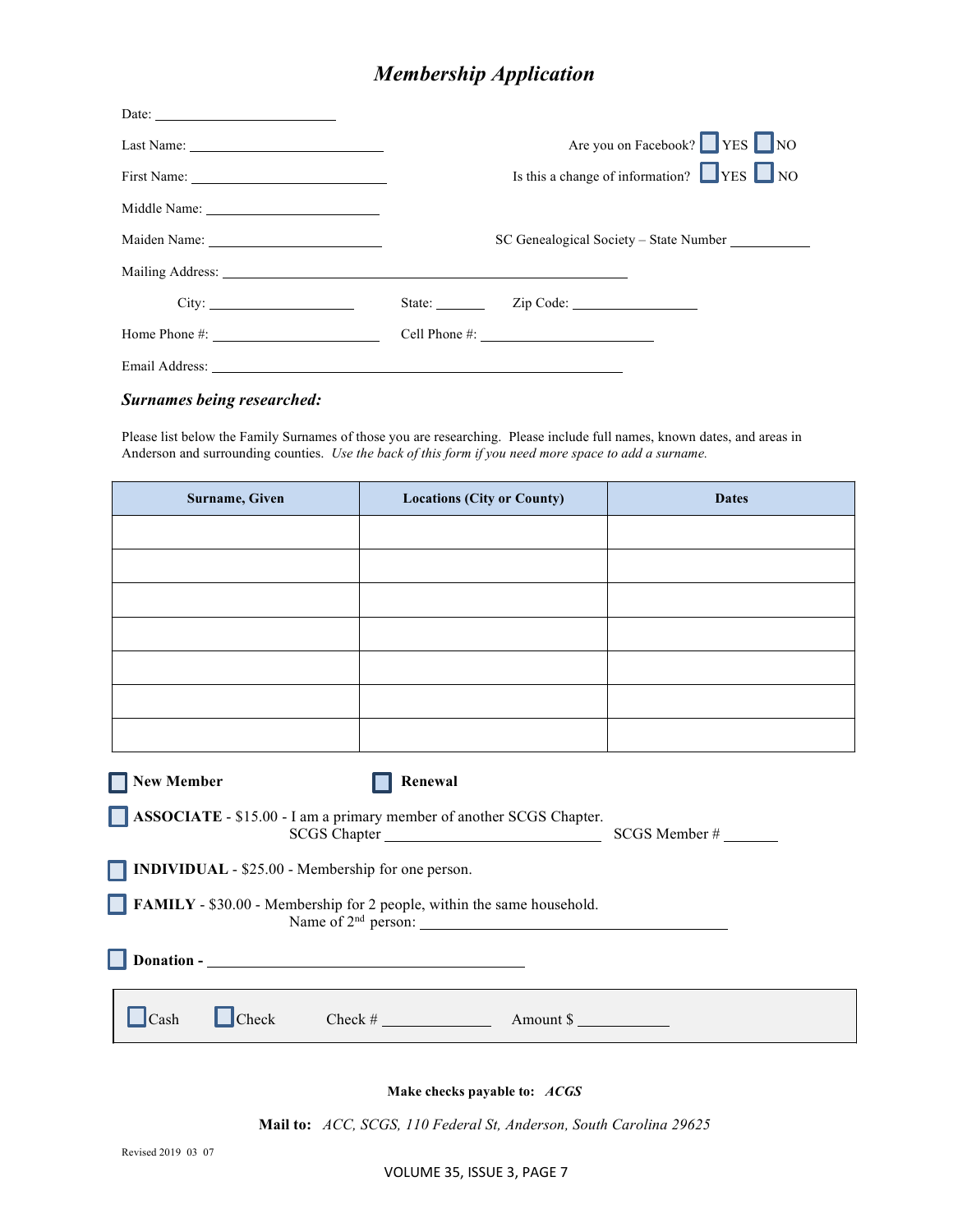## *Membership Application*

Date: ______________________

Last Name: ______________________ Are you on Facebook? ☐ YES ☐ NO

First Name: ______________________ Is this a change of information? ☐ YES ☐ NO

Middle Name: ______________________

Maiden Name: ______________________ SC Genealogical Society – State Number __________

Mailing Address: ____________________________________________

City: ________________ State: ______ Zip Code: ______________

Home Phone #: ________________ Cell Phone #: ________________

Email Address: ____________________________________________

### *Surnames being researched:*

Please list below the Family Surnames of those you are researching. Please include full names, known dates, and areas in Anderson and surrounding counties. *Use the back of this form if you need more space to add a surname.*

| Surname, Given | Locations (City or County) | Dates |
|---|---|---|
| | | |
| | | |
| | | |
| | | |
| | | |
| | | |
| | | |

☐ **New Member** ☐ **Renewal**

☐ **ASSOCIATE** - $15.00 - I am a primary member of another SCGS Chapter.
SCGS Chapter ______________________ SCGS Member # ______

☐ **INDIVIDUAL** - $25.00 - Membership for one person.

☐ **FAMILY** - $30.00 - Membership for 2 people, within the same household.
Name of 2nd person: ______________________________

☐ **Donation** - ______________________________

☐ Cash ☐ Check Check # ____________ Amount $ __________

**Make checks payable to:** ***ACGS***

**Mail to:** *ACC, SCGS, 110 Federal St, Anderson, South Carolina 29625*

Revised 2019 03 07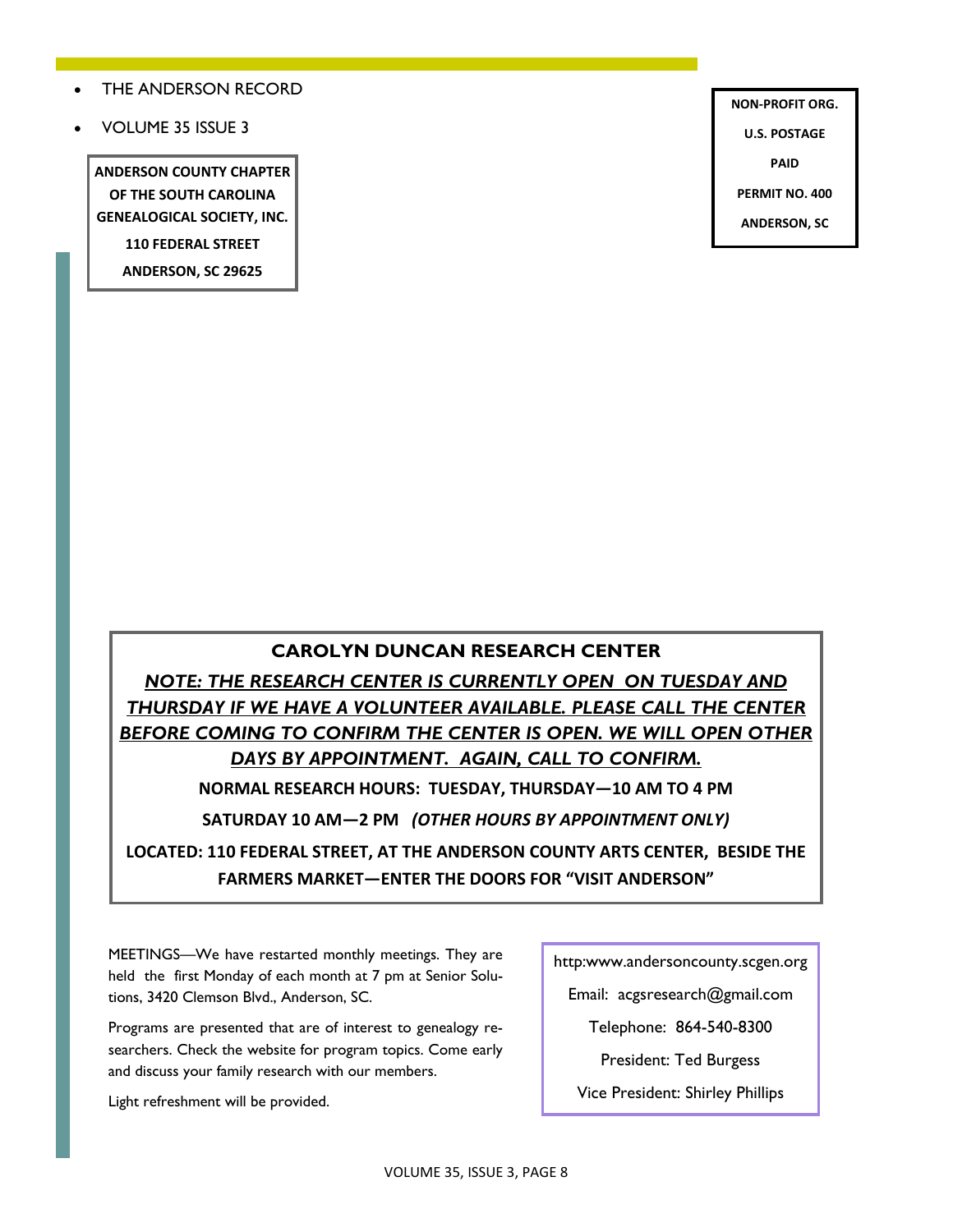- THE ANDERSON RECORD
- VOLUME 35 ISSUE 3

**ANDERSON COUNTY CHAPTER OF THE SOUTH CAROLINA GENEALOGICAL SOCIETY, INC.**
**110 FEDERAL STREET**
**ANDERSON, SC 29625**

**NON-PROFIT ORG.**
**U.S. POSTAGE**
**PAID**
**PERMIT NO. 400**
**ANDERSON, SC**

## CAROLYN DUNCAN RESEARCH CENTER

***NOTE: THE RESEARCH CENTER IS CURRENTLY OPEN ON TUESDAY AND THURSDAY IF WE HAVE A VOLUNTEER AVAILABLE. PLEASE CALL THE CENTER BEFORE COMING TO CONFIRM THE CENTER IS OPEN. WE WILL OPEN OTHER DAYS BY APPOINTMENT. AGAIN, CALL TO CONFIRM.***

**NORMAL RESEARCH HOURS: TUESDAY, THURSDAY—10 AM TO 4 PM**

**SATURDAY 10 AM—2 PM *(OTHER HOURS BY APPOINTMENT ONLY)***

**LOCATED: 110 FEDERAL STREET, AT THE ANDERSON COUNTY ARTS CENTER, BESIDE THE FARMERS MARKET—ENTER THE DOORS FOR "VISIT ANDERSON"**

MEETINGS—We have restarted monthly meetings. They are held the first Monday of each month at 7 pm at Senior Solutions, 3420 Clemson Blvd., Anderson, SC.

Programs are presented that are of interest to genealogy researchers. Check the website for program topics. Come early and discuss your family research with our members.

Light refreshment will be provided.

http:www.andersoncounty.scgen.org

Email: acgsresearch@gmail.com

Telephone: 864-540-8300

President: Ted Burgess

Vice President: Shirley Phillips